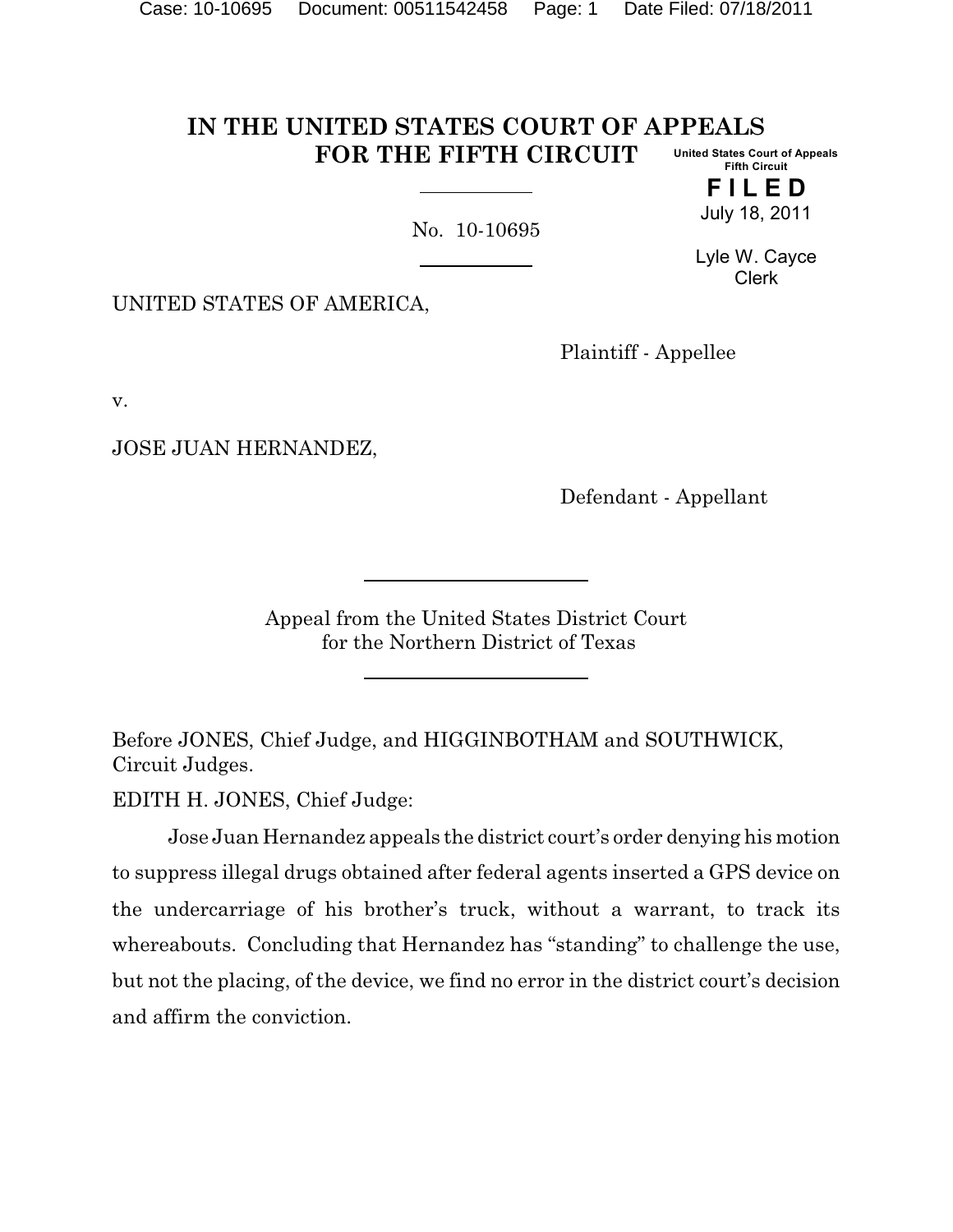# IN THE UNITED STATES COURT OF APPEALS FOR THE FIFTH CIRCUIT

United States Court of Appeals
Fifth Circuit

**FILED**

July 18, 2011

Lyle W. Cayce
Clerk

No. 10-10695

UNITED STATES OF AMERICA,

Plaintiff - Appellee

v.

JOSE JUAN HERNANDEZ,

Defendant - Appellant

Appeal from the United States District Court
for the Northern District of Texas

Before JONES, Chief Judge, and HIGGINBOTHAM and SOUTHWICK, Circuit Judges.

EDITH H. JONES, Chief Judge:

Jose Juan Hernandez appeals the district court's order denying his motion to suppress illegal drugs obtained after federal agents inserted a GPS device on the undercarriage of his brother's truck, without a warrant, to track its whereabouts. Concluding that Hernandez has "standing" to challenge the use, but not the placing, of the device, we find no error in the district court's decision and affirm the conviction.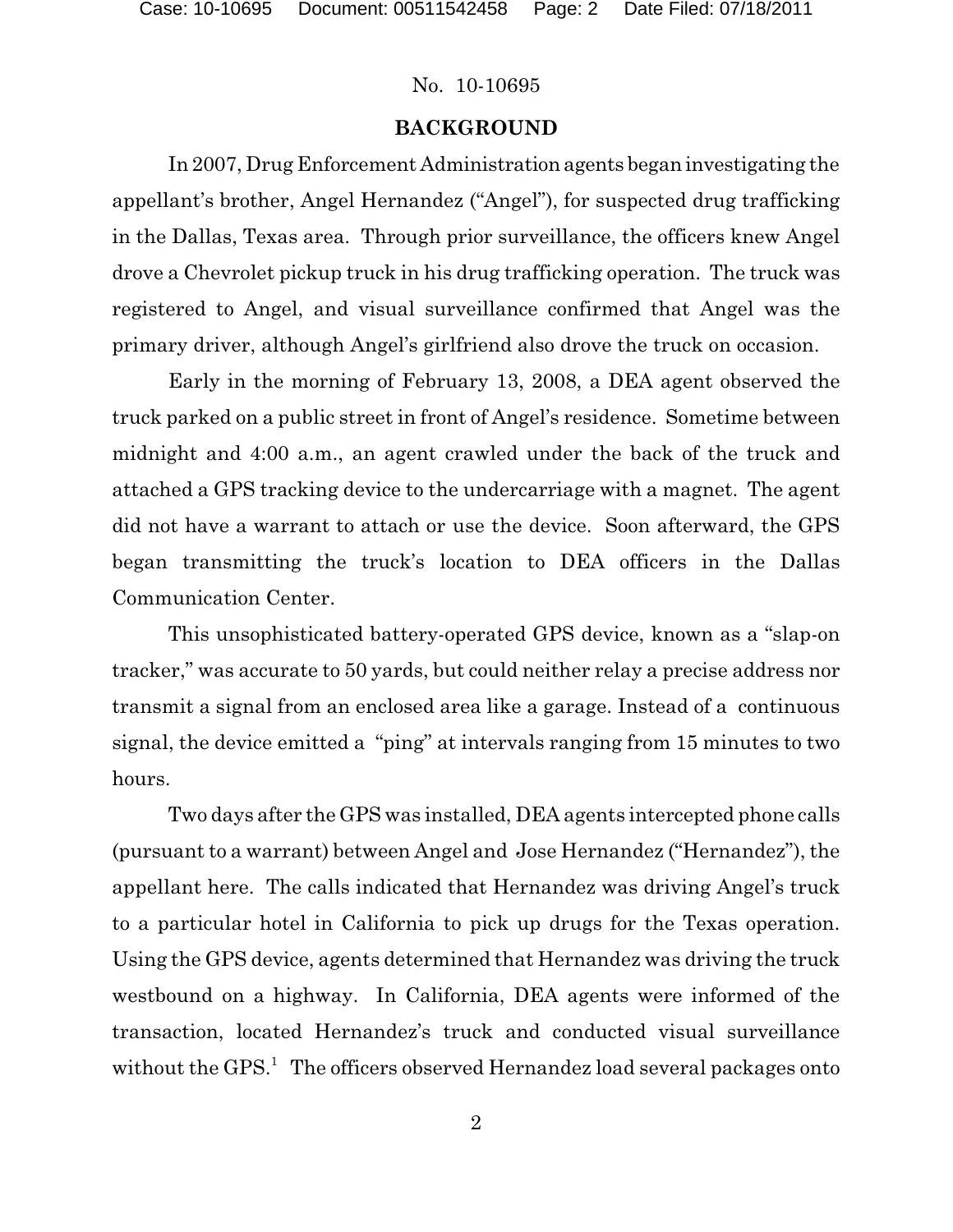## BACKGROUND

In 2007, Drug Enforcement Administration agents began investigating the appellant's brother, Angel Hernandez ("Angel"), for suspected drug trafficking in the Dallas, Texas area. Through prior surveillance, the officers knew Angel drove a Chevrolet pickup truck in his drug trafficking operation. The truck was registered to Angel, and visual surveillance confirmed that Angel was the primary driver, although Angel's girlfriend also drove the truck on occasion.

Early in the morning of February 13, 2008, a DEA agent observed the truck parked on a public street in front of Angel's residence. Sometime between midnight and 4:00 a.m., an agent crawled under the back of the truck and attached a GPS tracking device to the undercarriage with a magnet. The agent did not have a warrant to attach or use the device. Soon afterward, the GPS began transmitting the truck's location to DEA officers in the Dallas Communication Center.

This unsophisticated battery-operated GPS device, known as a "slap-on tracker," was accurate to 50 yards, but could neither relay a precise address nor transmit a signal from an enclosed area like a garage. Instead of a continuous signal, the device emitted a "ping" at intervals ranging from 15 minutes to two hours.

Two days after the GPS was installed, DEA agents intercepted phone calls (pursuant to a warrant) between Angel and Jose Hernandez ("Hernandez"), the appellant here. The calls indicated that Hernandez was driving Angel's truck to a particular hotel in California to pick up drugs for the Texas operation. Using the GPS device, agents determined that Hernandez was driving the truck westbound on a highway. In California, DEA agents were informed of the transaction, located Hernandez's truck and conducted visual surveillance without the GPS.[1] The officers observed Hernandez load several packages onto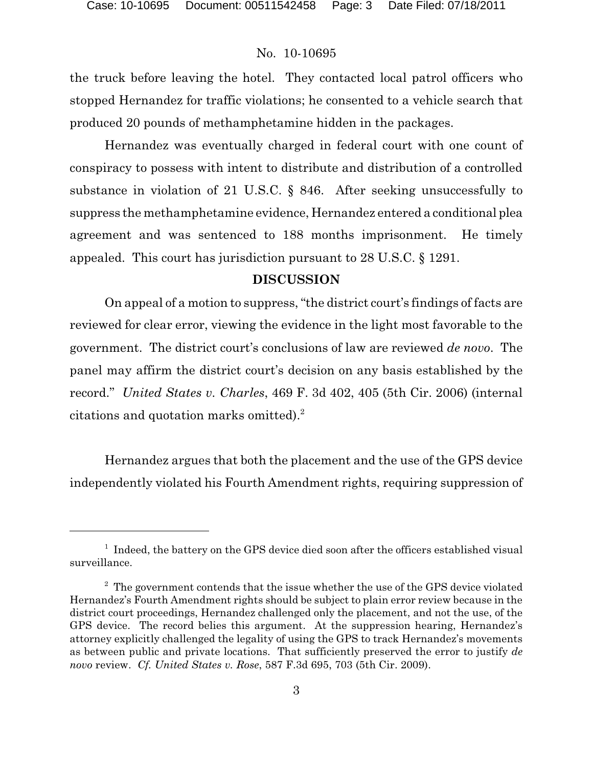the truck before leaving the hotel. They contacted local patrol officers who stopped Hernandez for traffic violations; he consented to a vehicle search that produced 20 pounds of methamphetamine hidden in the packages.

Hernandez was eventually charged in federal court with one count of conspiracy to possess with intent to distribute and distribution of a controlled substance in violation of 21 U.S.C. § 846. After seeking unsuccessfully to suppress the methamphetamine evidence, Hernandez entered a conditional plea agreement and was sentenced to 188 months imprisonment. He timely appealed. This court has jurisdiction pursuant to 28 U.S.C. § 1291.

**DISCUSSION**

On appeal of a motion to suppress, "the district court's findings of facts are reviewed for clear error, viewing the evidence in the light most favorable to the government. The district court's conclusions of law are reviewed *de novo*. The panel may affirm the district court's decision on any basis established by the record." *United States v. Charles*, 469 F. 3d 402, 405 (5th Cir. 2006) (internal citations and quotation marks omitted).[2]

Hernandez argues that both the placement and the use of the GPS device independently violated his Fourth Amendment rights, requiring suppression of

---

[1] Indeed, the battery on the GPS device died soon after the officers established visual surveillance.

[2] The government contends that the issue whether the use of the GPS device violated Hernandez's Fourth Amendment rights should be subject to plain error review because in the district court proceedings, Hernandez challenged only the placement, and not the use, of the GPS device. The record belies this argument. At the suppression hearing, Hernandez's attorney explicitly challenged the legality of using the GPS to track Hernandez's movements as between public and private locations. That sufficiently preserved the error to justify *de novo* review. *Cf. United States v. Rose*, 587 F.3d 695, 703 (5th Cir. 2009).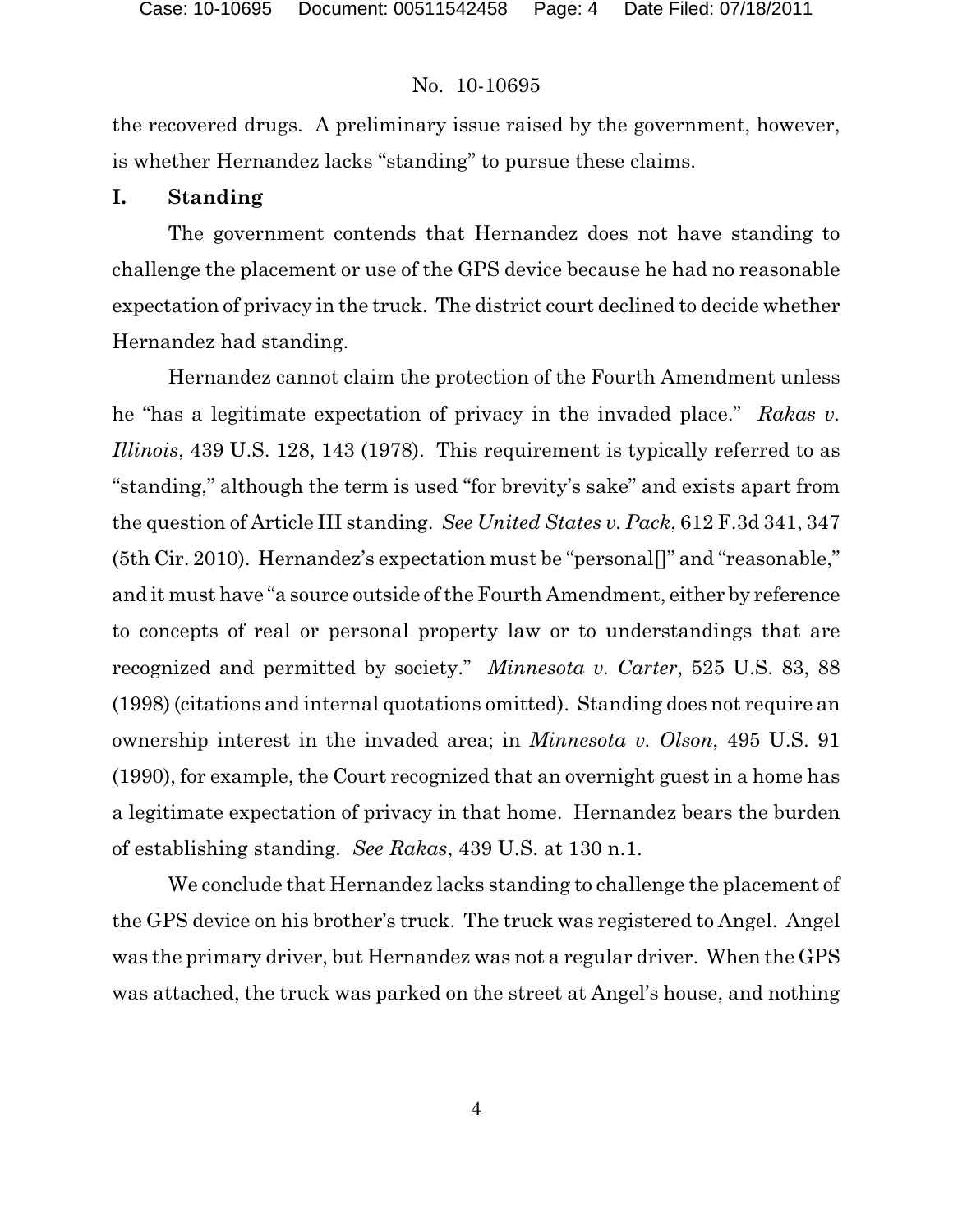the recovered drugs. A preliminary issue raised by the government, however, is whether Hernandez lacks "standing" to pursue these claims.

## I. Standing

The government contends that Hernandez does not have standing to challenge the placement or use of the GPS device because he had no reasonable expectation of privacy in the truck. The district court declined to decide whether Hernandez had standing.

Hernandez cannot claim the protection of the Fourth Amendment unless he "has a legitimate expectation of privacy in the invaded place." *Rakas v. Illinois*, 439 U.S. 128, 143 (1978). This requirement is typically referred to as "standing," although the term is used "for brevity's sake" and exists apart from the question of Article III standing. *See United States v. Pack*, 612 F.3d 341, 347 (5th Cir. 2010). Hernandez's expectation must be "personal[]" and "reasonable," and it must have "a source outside of the Fourth Amendment, either by reference to concepts of real or personal property law or to understandings that are recognized and permitted by society." *Minnesota v. Carter*, 525 U.S. 83, 88 (1998) (citations and internal quotations omitted). Standing does not require an ownership interest in the invaded area; in *Minnesota v. Olson*, 495 U.S. 91 (1990), for example, the Court recognized that an overnight guest in a home has a legitimate expectation of privacy in that home. Hernandez bears the burden of establishing standing. *See Rakas*, 439 U.S. at 130 n.1.

We conclude that Hernandez lacks standing to challenge the placement of the GPS device on his brother's truck. The truck was registered to Angel. Angel was the primary driver, but Hernandez was not a regular driver. When the GPS was attached, the truck was parked on the street at Angel's house, and nothing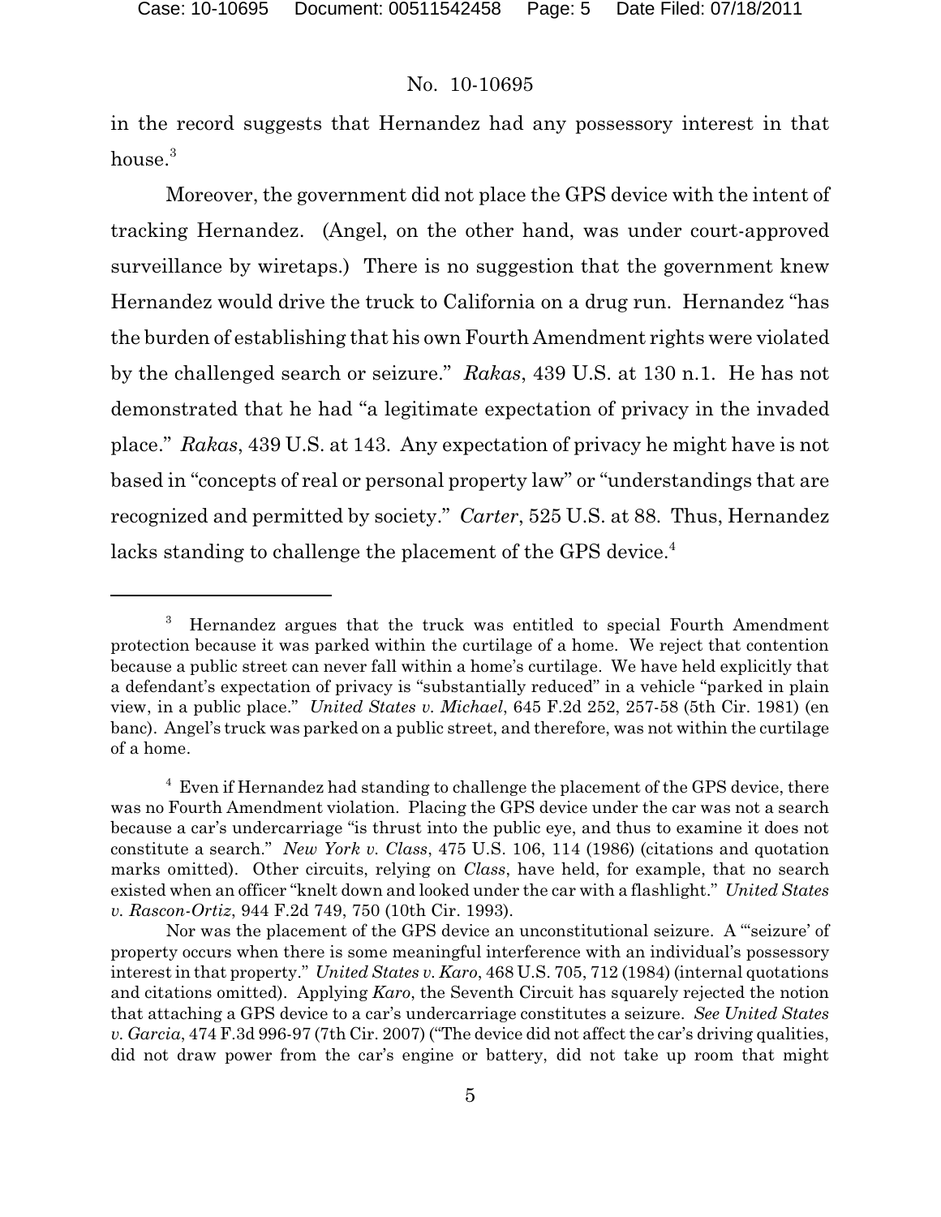in the record suggests that Hernandez had any possessory interest in that house.[3]

Moreover, the government did not place the GPS device with the intent of tracking Hernandez. (Angel, on the other hand, was under court-approved surveillance by wiretaps.) There is no suggestion that the government knew Hernandez would drive the truck to California on a drug run. Hernandez "has the burden of establishing that his own Fourth Amendment rights were violated by the challenged search or seizure." *Rakas*, 439 U.S. at 130 n.1. He has not demonstrated that he had "a legitimate expectation of privacy in the invaded place." *Rakas*, 439 U.S. at 143. Any expectation of privacy he might have is not based in "concepts of real or personal property law" or "understandings that are recognized and permitted by society." *Carter*, 525 U.S. at 88. Thus, Hernandez lacks standing to challenge the placement of the GPS device.[4]

---

[3] Hernandez argues that the truck was entitled to special Fourth Amendment protection because it was parked within the curtilage of a home. We reject that contention because a public street can never fall within a home's curtilage. We have held explicitly that a defendant's expectation of privacy is "substantially reduced" in a vehicle "parked in plain view, in a public place." *United States v. Michael*, 645 F.2d 252, 257-58 (5th Cir. 1981) (en banc). Angel's truck was parked on a public street, and therefore, was not within the curtilage of a home.

[4] Even if Hernandez had standing to challenge the placement of the GPS device, there was no Fourth Amendment violation. Placing the GPS device under the car was not a search because a car's undercarriage "is thrust into the public eye, and thus to examine it does not constitute a search." *New York v. Class*, 475 U.S. 106, 114 (1986) (citations and quotation marks omitted). Other circuits, relying on *Class*, have held, for example, that no search existed when an officer "knelt down and looked under the car with a flashlight." *United States v. Rascon-Ortiz*, 944 F.2d 749, 750 (10th Cir. 1993).

Nor was the placement of the GPS device an unconstitutional seizure. A "'seizure' of property occurs when there is some meaningful interference with an individual's possessory interest in that property." *United States v. Karo*, 468 U.S. 705, 712 (1984) (internal quotations and citations omitted). Applying *Karo*, the Seventh Circuit has squarely rejected the notion that attaching a GPS device to a car's undercarriage constitutes a seizure. *See United States v. Garcia*, 474 F.3d 996-97 (7th Cir. 2007) ("The device did not affect the car's driving qualities, did not draw power from the car's engine or battery, did not take up room that might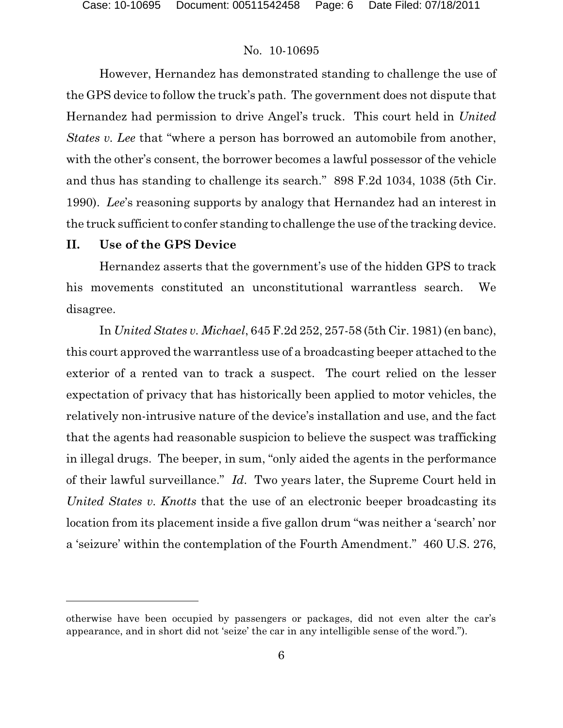However, Hernandez has demonstrated standing to challenge the use of the GPS device to follow the truck's path. The government does not dispute that Hernandez had permission to drive Angel's truck. This court held in *United States v. Lee* that "where a person has borrowed an automobile from another, with the other's consent, the borrower becomes a lawful possessor of the vehicle and thus has standing to challenge its search." 898 F.2d 1034, 1038 (5th Cir. 1990). *Lee*'s reasoning supports by analogy that Hernandez had an interest in the truck sufficient to confer standing to challenge the use of the tracking device.

## II. Use of the GPS Device

Hernandez asserts that the government's use of the hidden GPS to track his movements constituted an unconstitutional warrantless search. We disagree.

In *United States v. Michael*, 645 F.2d 252, 257-58 (5th Cir. 1981) (en banc), this court approved the warrantless use of a broadcasting beeper attached to the exterior of a rented van to track a suspect. The court relied on the lesser expectation of privacy that has historically been applied to motor vehicles, the relatively non-intrusive nature of the device's installation and use, and the fact that the agents had reasonable suspicion to believe the suspect was trafficking in illegal drugs. The beeper, in sum, "only aided the agents in the performance of their lawful surveillance." *Id*. Two years later, the Supreme Court held in *United States v. Knotts* that the use of an electronic beeper broadcasting its location from its placement inside a five gallon drum "was neither a 'search' nor a 'seizure' within the contemplation of the Fourth Amendment." 460 U.S. 276,

---

otherwise have been occupied by passengers or packages, did not even alter the car's appearance, and in short did not 'seize' the car in any intelligible sense of the word.").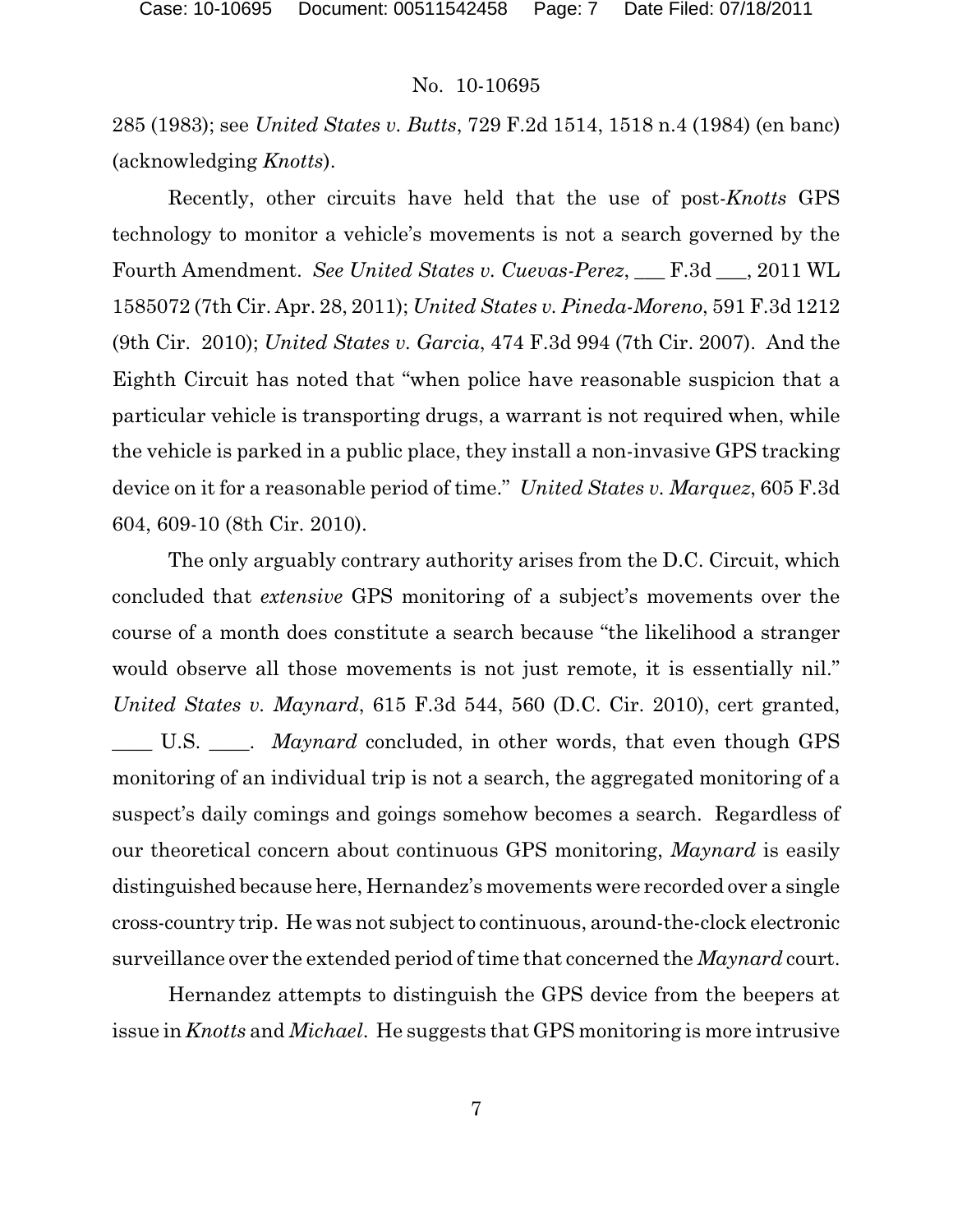285 (1983); see *United States v. Butts*, 729 F.2d 1514, 1518 n.4 (1984) (en banc) (acknowledging *Knotts*).

Recently, other circuits have held that the use of post-*Knotts* GPS technology to monitor a vehicle's movements is not a search governed by the Fourth Amendment. *See United States v. Cuevas-Perez*, ___ F.3d ___, 2011 WL 1585072 (7th Cir. Apr. 28, 2011); *United States v. Pineda-Moreno*, 591 F.3d 1212 (9th Cir. 2010); *United States v. Garcia*, 474 F.3d 994 (7th Cir. 2007). And the Eighth Circuit has noted that "when police have reasonable suspicion that a particular vehicle is transporting drugs, a warrant is not required when, while the vehicle is parked in a public place, they install a non-invasive GPS tracking device on it for a reasonable period of time." *United States v. Marquez*, 605 F.3d 604, 609-10 (8th Cir. 2010).

The only arguably contrary authority arises from the D.C. Circuit, which concluded that *extensive* GPS monitoring of a subject's movements over the course of a month does constitute a search because "the likelihood a stranger would observe all those movements is not just remote, it is essentially nil." *United States v. Maynard*, 615 F.3d 544, 560 (D.C. Cir. 2010), cert granted, ____ U.S. ____. *Maynard* concluded, in other words, that even though GPS monitoring of an individual trip is not a search, the aggregated monitoring of a suspect's daily comings and goings somehow becomes a search. Regardless of our theoretical concern about continuous GPS monitoring, *Maynard* is easily distinguished because here, Hernandez's movements were recorded over a single cross-country trip. He was not subject to continuous, around-the-clock electronic surveillance over the extended period of time that concerned the *Maynard* court.

Hernandez attempts to distinguish the GPS device from the beepers at issue in *Knotts* and *Michael*. He suggests that GPS monitoring is more intrusive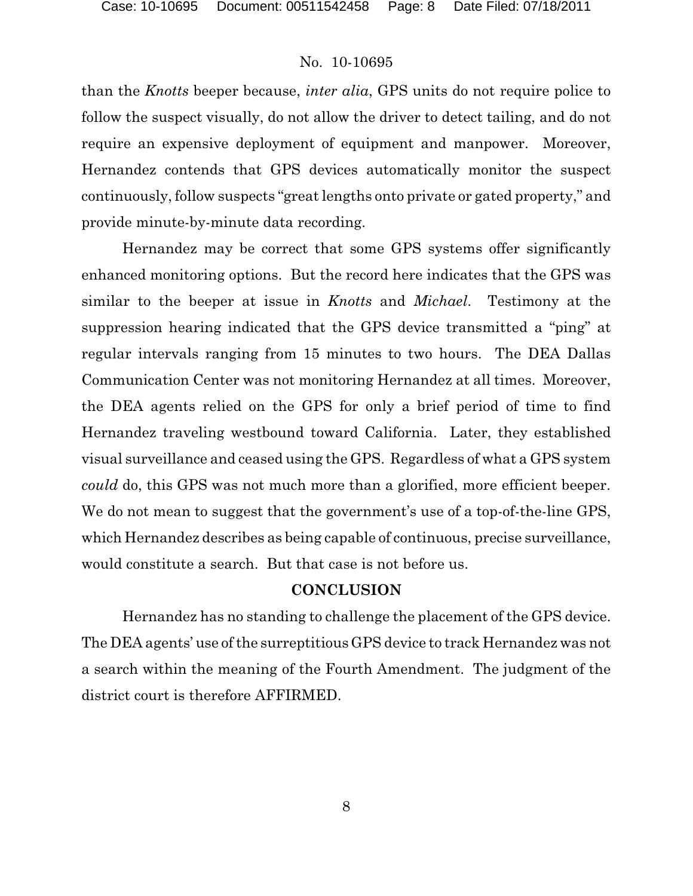than the *Knotts* beeper because, *inter alia*, GPS units do not require police to follow the suspect visually, do not allow the driver to detect tailing, and do not require an expensive deployment of equipment and manpower. Moreover, Hernandez contends that GPS devices automatically monitor the suspect continuously, follow suspects "great lengths onto private or gated property," and provide minute-by-minute data recording.

Hernandez may be correct that some GPS systems offer significantly enhanced monitoring options. But the record here indicates that the GPS was similar to the beeper at issue in *Knotts* and *Michael*. Testimony at the suppression hearing indicated that the GPS device transmitted a "ping" at regular intervals ranging from 15 minutes to two hours. The DEA Dallas Communication Center was not monitoring Hernandez at all times. Moreover, the DEA agents relied on the GPS for only a brief period of time to find Hernandez traveling westbound toward California. Later, they established visual surveillance and ceased using the GPS. Regardless of what a GPS system *could* do, this GPS was not much more than a glorified, more efficient beeper. We do not mean to suggest that the government's use of a top-of-the-line GPS, which Hernandez describes as being capable of continuous, precise surveillance, would constitute a search. But that case is not before us.

## CONCLUSION

Hernandez has no standing to challenge the placement of the GPS device. The DEA agents' use of the surreptitious GPS device to track Hernandez was not a search within the meaning of the Fourth Amendment. The judgment of the district court is therefore AFFIRMED.